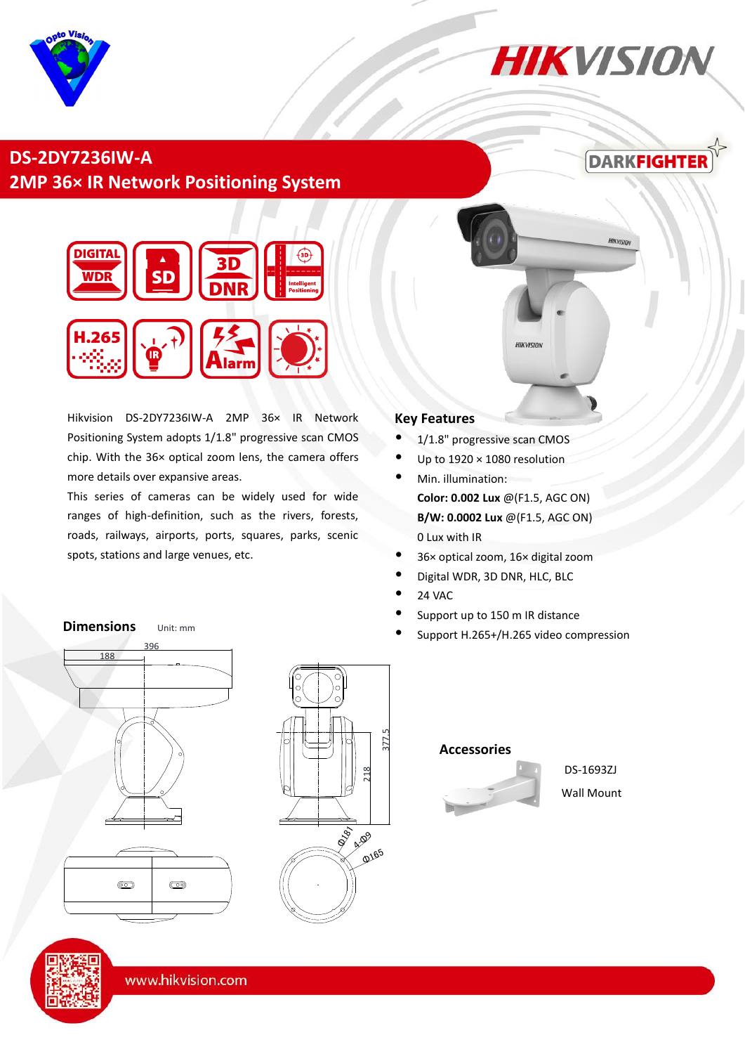# DS-2DY7236IW-A

## 2MP 36× IR Network Positioning System

Hikvision DS-2DY7236IW-A 2MP 36× IR Network Positioning System adopts 1/1.8" progressive scan CMOS chip. With the 36× optical zoom lens, the camera offers more details over expansive areas.

This series of cameras can be widely used for wide ranges of high-definition, such as the rivers, forests, roads, railways, airports, ports, squares, parks, scenic spots, stations and large venues, etc.

## Key Features

- 1/1.8" progressive scan CMOS
- Up to 1920 × 1080 resolution
- Min. illumination:
  **Color: 0.002 Lux** @(F1.5, AGC ON)
  **B/W: 0.0002 Lux** @(F1.5, AGC ON)
  0 Lux with IR
- 36× optical zoom, 16× digital zoom
- Digital WDR, 3D DNR, HLC, BLC
- 24 VAC
- Support up to 150 m IR distance
- Support H.265+/H.265 video compression

## Dimensions

Unit: mm

396
188
377.5
218
Φ181
4-Φ9
Φ165

## Accessories

DS-1693ZJ
Wall Mount

www.hikvision.com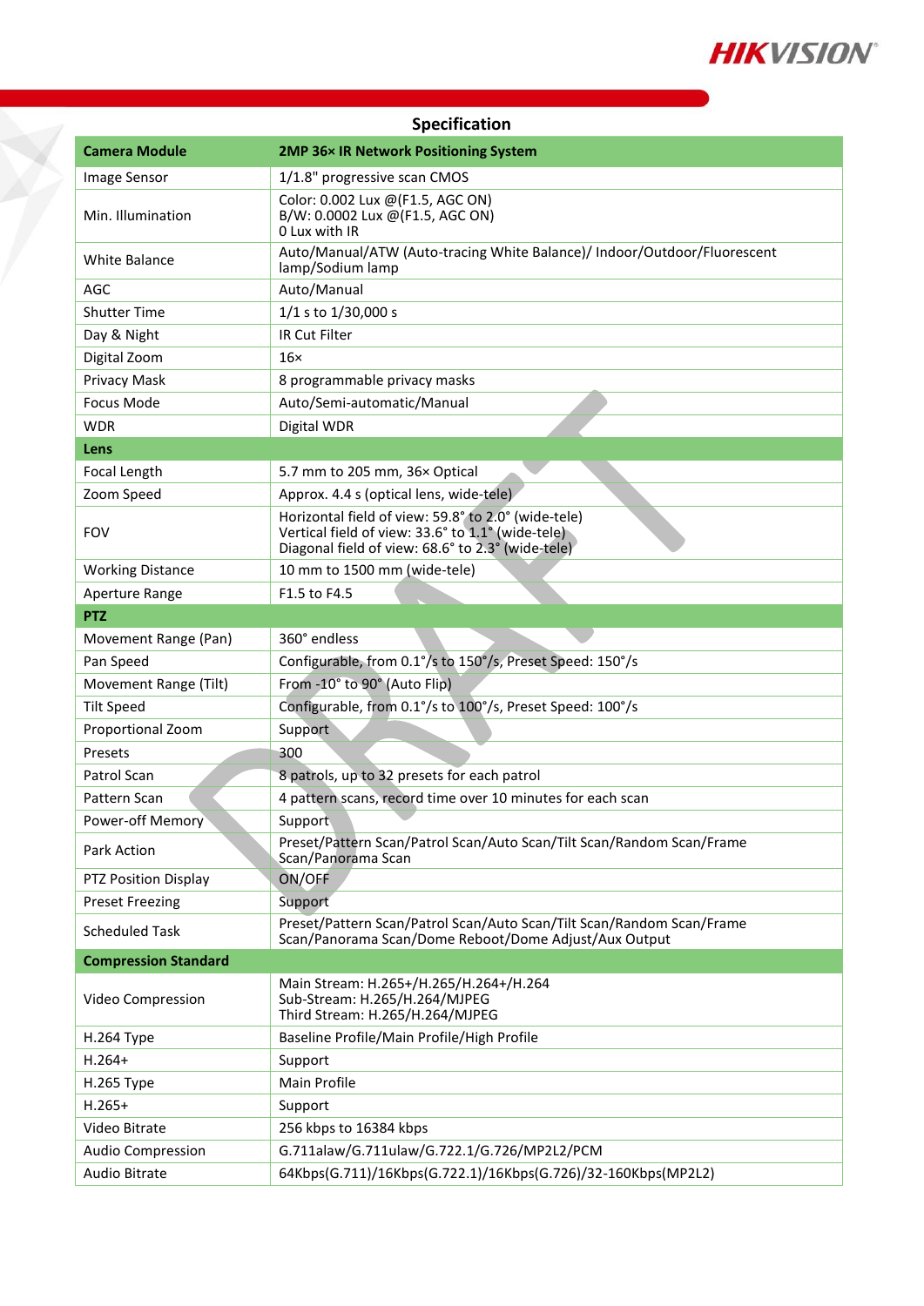## Specification

| Camera Module | 2MP 36× IR Network Positioning System |
|---|---|
| Image Sensor | 1/1.8" progressive scan CMOS |
| Min. Illumination | Color: 0.002 Lux @(F1.5, AGC ON)<br>B/W: 0.0002 Lux @(F1.5, AGC ON)<br>0 Lux with IR |
| White Balance | Auto/Manual/ATW (Auto-tracing White Balance)/ Indoor/Outdoor/Fluorescent lamp/Sodium lamp |
| AGC | Auto/Manual |
| Shutter Time | 1/1 s to 1/30,000 s |
| Day & Night | IR Cut Filter |
| Digital Zoom | 16× |
| Privacy Mask | 8 programmable privacy masks |
| Focus Mode | Auto/Semi-automatic/Manual |
| WDR | Digital WDR |
| **Lens** | |
| Focal Length | 5.7 mm to 205 mm, 36× Optical |
| Zoom Speed | Approx. 4.4 s (optical lens, wide-tele) |
| FOV | Horizontal field of view: 59.8° to 2.0° (wide-tele)<br>Vertical field of view: 33.6° to 1.1° (wide-tele)<br>Diagonal field of view: 68.6° to 2.3° (wide-tele) |
| Working Distance | 10 mm to 1500 mm (wide-tele) |
| Aperture Range | F1.5 to F4.5 |
| **PTZ** | |
| Movement Range (Pan) | 360° endless |
| Pan Speed | Configurable, from 0.1°/s to 150°/s, Preset Speed: 150°/s |
| Movement Range (Tilt) | From -10° to 90° (Auto Flip) |
| Tilt Speed | Configurable, from 0.1°/s to 100°/s, Preset Speed: 100°/s |
| Proportional Zoom | Support |
| Presets | 300 |
| Patrol Scan | 8 patrols, up to 32 presets for each patrol |
| Pattern Scan | 4 pattern scans, record time over 10 minutes for each scan |
| Power-off Memory | Support |
| Park Action | Preset/Pattern Scan/Patrol Scan/Auto Scan/Tilt Scan/Random Scan/Frame Scan/Panorama Scan |
| PTZ Position Display | ON/OFF |
| Preset Freezing | Support |
| Scheduled Task | Preset/Pattern Scan/Patrol Scan/Auto Scan/Tilt Scan/Random Scan/Frame Scan/Panorama Scan/Dome Reboot/Dome Adjust/Aux Output |
| **Compression Standard** | |
| Video Compression | Main Stream: H.265+/H.265/H.264+/H.264<br>Sub-Stream: H.265/H.264/MJPEG<br>Third Stream: H.265/H.264/MJPEG |
| H.264 Type | Baseline Profile/Main Profile/High Profile |
| H.264+ | Support |
| H.265 Type | Main Profile |
| H.265+ | Support |
| Video Bitrate | 256 kbps to 16384 kbps |
| Audio Compression | G.711alaw/G.711ulaw/G.722.1/G.726/MP2L2/PCM |
| Audio Bitrate | 64Kbps(G.711)/16Kbps(G.722.1)/16Kbps(G.726)/32-160Kbps(MP2L2) |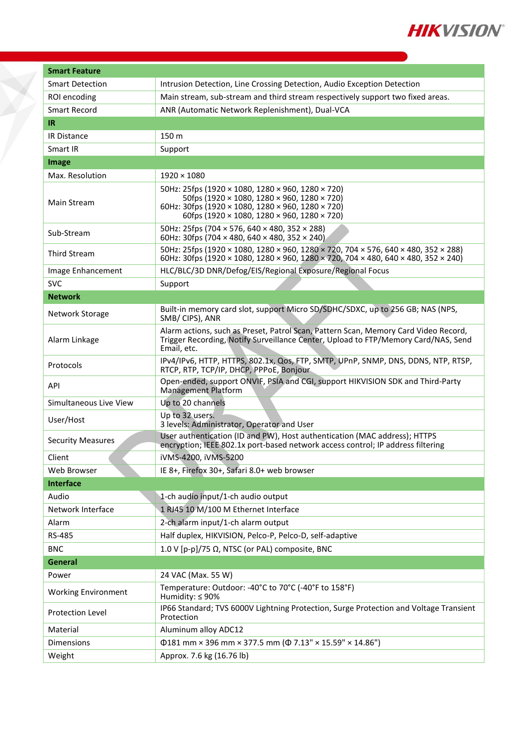| | |
|---|---|
| **Smart Feature** | |
| Smart Detection | Intrusion Detection, Line Crossing Detection, Audio Exception Detection |
| ROI encoding | Main stream, sub-stream and third stream respectively support two fixed areas. |
| Smart Record | ANR (Automatic Network Replenishment), Dual-VCA |
| **IR** | |
| IR Distance | 150 m |
| Smart IR | Support |
| **Image** | |
| Max. Resolution | 1920 × 1080 |
| Main Stream | 50Hz: 25fps (1920 × 1080, 1280 × 960, 1280 × 720)<br>50fps (1920 × 1080, 1280 × 960, 1280 × 720)<br>60Hz: 30fps (1920 × 1080, 1280 × 960, 1280 × 720)<br>60fps (1920 × 1080, 1280 × 960, 1280 × 720) |
| Sub-Stream | 50Hz: 25fps (704 × 576, 640 × 480, 352 × 288)<br>60Hz: 30fps (704 × 480, 640 × 480, 352 × 240) |
| Third Stream | 50Hz: 25fps (1920 × 1080, 1280 × 960, 1280 × 720, 704 × 576, 640 × 480, 352 × 288)<br>60Hz: 30fps (1920 × 1080, 1280 × 960, 1280 × 720, 704 × 480, 640 × 480, 352 × 240) |
| Image Enhancement | HLC/BLC/3D DNR/Defog/EIS/Regional Exposure/Regional Focus |
| SVC | Support |
| **Network** | |
| Network Storage | Built-in memory card slot, support Micro SD/SDHC/SDXC, up to 256 GB; NAS (NPS, SMB/ CIPS), ANR |
| Alarm Linkage | Alarm actions, such as Preset, Patrol Scan, Pattern Scan, Memory Card Video Record, Trigger Recording, Notify Surveillance Center, Upload to FTP/Memory Card/NAS, Send Email, etc. |
| Protocols | IPv4/IPv6, HTTP, HTTPS, 802.1x, Qos, FTP, SMTP, UPnP, SNMP, DNS, DDNS, NTP, RTSP, RTCP, RTP, TCP/IP, DHCP, PPPoE, Bonjour |
| API | Open-ended, support ONVIF, PSIA and CGI, support HIKVISION SDK and Third-Party Management Platform |
| Simultaneous Live View | Up to 20 channels |
| User/Host | Up to 32 users.<br>3 levels: Administrator, Operator and User |
| Security Measures | User authentication (ID and PW), Host authentication (MAC address); HTTPS encryption; IEEE 802.1x port-based network access control; IP address filtering |
| Client | iVMS-4200, iVMS-5200 |
| Web Browser | IE 8+, Firefox 30+, Safari 8.0+ web browser |
| **Interface** | |
| Audio | 1-ch audio input/1-ch audio output |
| Network Interface | 1 RJ45 10 M/100 M Ethernet Interface |
| Alarm | 2-ch alarm input/1-ch alarm output |
| RS-485 | Half duplex, HIKVISION, Pelco-P, Pelco-D, self-adaptive |
| BNC | 1.0 V [p-p]/75 Ω, NTSC (or PAL) composite, BNC |
| **General** | |
| Power | 24 VAC (Max. 55 W) |
| Working Environment | Temperature: Outdoor: -40°C to 70°C (-40°F to 158°F)<br>Humidity: ≤ 90% |
| Protection Level | IP66 Standard; TVS 6000V Lightning Protection, Surge Protection and Voltage Transient Protection |
| Material | Aluminum alloy ADC12 |
| Dimensions | Φ181 mm × 396 mm × 377.5 mm (Φ 7.13" × 15.59" × 14.86") |
| Weight | Approx. 7.6 kg (16.76 lb) |